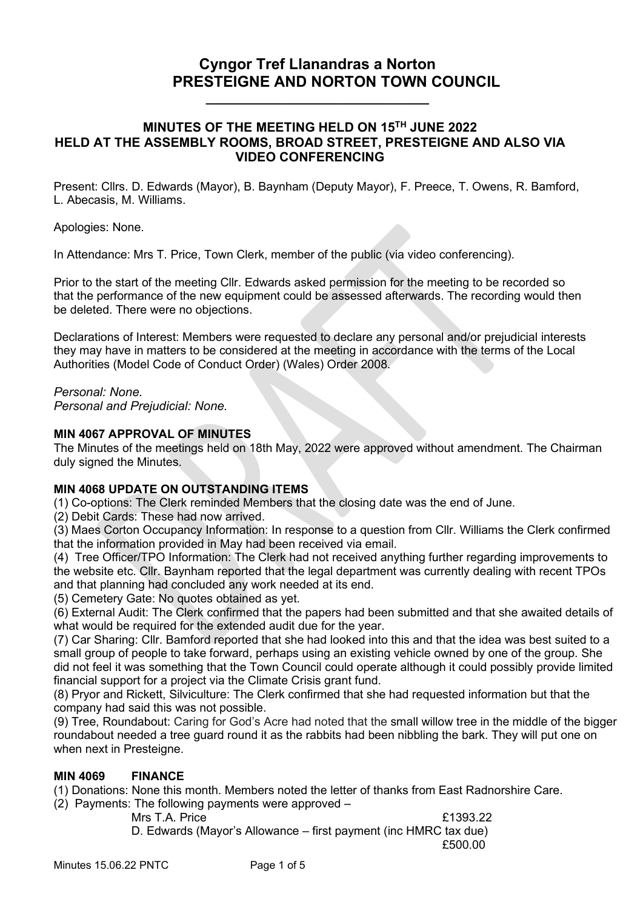# Cyngor Tref Llanandras a Norton
# PRESTEIGNE AND NORTON TOWN COUNCIL

---

## MINUTES OF THE MEETING HELD ON 15TH JUNE 2022 HELD AT THE ASSEMBLY ROOMS, BROAD STREET, PRESTEIGNE AND ALSO VIA VIDEO CONFERENCING

Present: Cllrs. D. Edwards (Mayor), B. Baynham (Deputy Mayor), F. Preece, T. Owens, R. Bamford, L. Abecasis, M. Williams.

Apologies: None.

In Attendance: Mrs T. Price, Town Clerk, member of the public (via video conferencing).

Prior to the start of the meeting Cllr. Edwards asked permission for the meeting to be recorded so that the performance of the new equipment could be assessed afterwards. The recording would then be deleted. There were no objections.

Declarations of Interest: Members were requested to declare any personal and/or prejudicial interests they may have in matters to be considered at the meeting in accordance with the terms of the Local Authorities (Model Code of Conduct Order) (Wales) Order 2008.

*Personal: None.*
*Personal and Prejudicial: None.*

**MIN 4067 APPROVAL OF MINUTES**

The Minutes of the meetings held on 18th May, 2022 were approved without amendment. The Chairman duly signed the Minutes.

**MIN 4068 UPDATE ON OUTSTANDING ITEMS**

(1) Co-options: The Clerk reminded Members that the closing date was the end of June.
(2) Debit Cards: These had now arrived.
(3) Maes Corton Occupancy Information: In response to a question from Cllr. Williams the Clerk confirmed that the information provided in May had been received via email.
(4) Tree Officer/TPO Information: The Clerk had not received anything further regarding improvements to the website etc. Cllr. Baynham reported that the legal department was currently dealing with recent TPOs and that planning had concluded any work needed at its end.
(5) Cemetery Gate: No quotes obtained as yet.
(6) External Audit: The Clerk confirmed that the papers had been submitted and that she awaited details of what would be required for the extended audit due for the year.
(7) Car Sharing: Cllr. Bamford reported that she had looked into this and that the idea was best suited to a small group of people to take forward, perhaps using an existing vehicle owned by one of the group. She did not feel it was something that the Town Council could operate although it could possibly provide limited financial support for a project via the Climate Crisis grant fund.
(8) Pryor and Rickett, Silviculture: The Clerk confirmed that she had requested information but that the company had said this was not possible.
(9) Tree, Roundabout: Caring for God's Acre had noted that the small willow tree in the middle of the bigger roundabout needed a tree guard round it as the rabbits had been nibbling the bark. They will put one on when next in Presteigne.

**MIN 4069 FINANCE**

(1) Donations: None this month. Members noted the letter of thanks from East Radnorshire Care.
(2) Payments: The following payments were approved –

| | |
|---|---|
| Mrs T.A. Price | £1393.22 |
| D. Edwards (Mayor's Allowance – first payment (inc HMRC tax due) | £500.00 |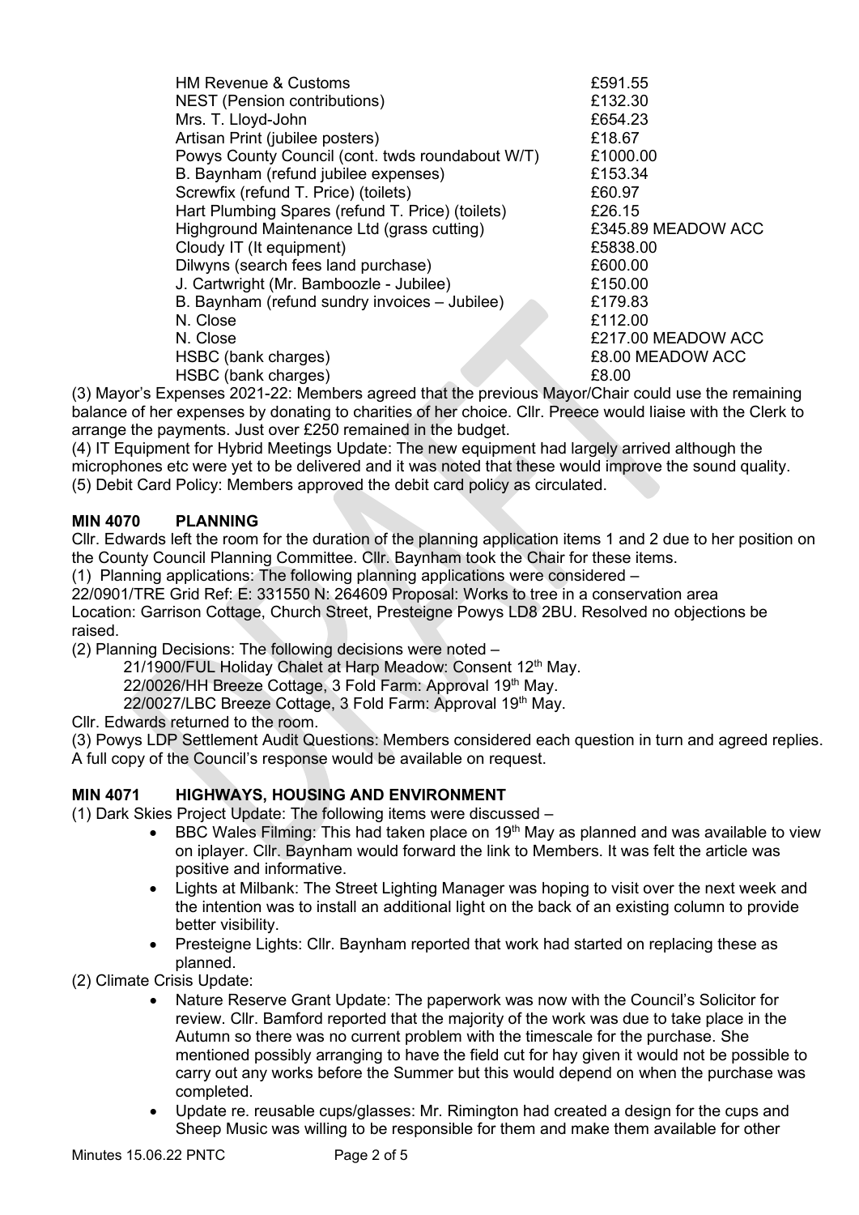| | |
|---|---|
| HM Revenue & Customs | £591.55 |
| NEST (Pension contributions) | £132.30 |
| Mrs. T. Lloyd-John | £654.23 |
| Artisan Print (jubilee posters) | £18.67 |
| Powys County Council (cont. twds roundabout W/T) | £1000.00 |
| B. Baynham (refund jubilee expenses) | £153.34 |
| Screwfix (refund T. Price) (toilets) | £60.97 |
| Hart Plumbing Spares (refund T. Price) (toilets) | £26.15 |
| Highground Maintenance Ltd (grass cutting) | £345.89 MEADOW ACC |
| Cloudy IT (It equipment) | £5838.00 |
| Dilwyns (search fees land purchase) | £600.00 |
| J. Cartwright (Mr. Bamboozle - Jubilee) | £150.00 |
| B. Baynham (refund sundry invoices – Jubilee) | £179.83 |
| N. Close | £112.00 |
| N. Close | £217.00 MEADOW ACC |
| HSBC (bank charges) | £8.00 MEADOW ACC |
| HSBC (bank charges) | £8.00 |

(3) Mayor's Expenses 2021-22: Members agreed that the previous Mayor/Chair could use the remaining balance of her expenses by donating to charities of her choice. Cllr. Preece would liaise with the Clerk to arrange the payments. Just over £250 remained in the budget.

(4) IT Equipment for Hybrid Meetings Update: The new equipment had largely arrived although the microphones etc were yet to be delivered and it was noted that these would improve the sound quality.

(5) Debit Card Policy: Members approved the debit card policy as circulated.

## MIN 4070 PLANNING

Cllr. Edwards left the room for the duration of the planning application items 1 and 2 due to her position on the County Council Planning Committee. Cllr. Baynham took the Chair for these items.

(1) Planning applications: The following planning applications were considered –

22/0901/TRE Grid Ref: E: 331550 N: 264609 Proposal: Works to tree in a conservation area Location: Garrison Cottage, Church Street, Presteigne Powys LD8 2BU. Resolved no objections be raised.

(2) Planning Decisions: The following decisions were noted –

21/1900/FUL Holiday Chalet at Harp Meadow: Consent 12th May.
22/0026/HH Breeze Cottage, 3 Fold Farm: Approval 19th May.
22/0027/LBC Breeze Cottage, 3 Fold Farm: Approval 19th May.

Cllr. Edwards returned to the room.

(3) Powys LDP Settlement Audit Questions: Members considered each question in turn and agreed replies. A full copy of the Council's response would be available on request.

## MIN 4071 HIGHWAYS, HOUSING AND ENVIRONMENT

(1) Dark Skies Project Update: The following items were discussed –

- BBC Wales Filming: This had taken place on 19th May as planned and was available to view on iplayer. Cllr. Baynham would forward the link to Members. It was felt the article was positive and informative.
- Lights at Milbank: The Street Lighting Manager was hoping to visit over the next week and the intention was to install an additional light on the back of an existing column to provide better visibility.
- Presteigne Lights: Cllr. Baynham reported that work had started on replacing these as planned.

(2) Climate Crisis Update:

- Nature Reserve Grant Update: The paperwork was now with the Council's Solicitor for review. Cllr. Bamford reported that the majority of the work was due to take place in the Autumn so there was no current problem with the timescale for the purchase. She mentioned possibly arranging to have the field cut for hay given it would not be possible to carry out any works before the Summer but this would depend on when the purchase was completed.
- Update re. reusable cups/glasses: Mr. Rimington had created a design for the cups and Sheep Music was willing to be responsible for them and make them available for other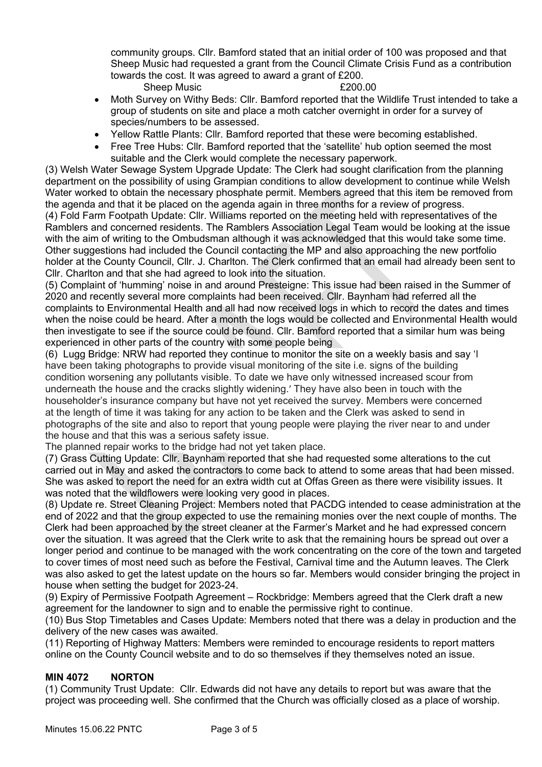community groups. Cllr. Bamford stated that an initial order of 100 was proposed and that Sheep Music had requested a grant from the Council Climate Crisis Fund as a contribution towards the cost. It was agreed to award a grant of £200.

Sheep Music £200.00

- Moth Survey on Withy Beds: Cllr. Bamford reported that the Wildlife Trust intended to take a group of students on site and place a moth catcher overnight in order for a survey of species/numbers to be assessed.
- Yellow Rattle Plants: Cllr. Bamford reported that these were becoming established.
- Free Tree Hubs: Cllr. Bamford reported that the 'satellite' hub option seemed the most suitable and the Clerk would complete the necessary paperwork.

(3) Welsh Water Sewage System Upgrade Update: The Clerk had sought clarification from the planning department on the possibility of using Grampian conditions to allow development to continue while Welsh Water worked to obtain the necessary phosphate permit. Members agreed that this item be removed from the agenda and that it be placed on the agenda again in three months for a review of progress.

(4) Fold Farm Footpath Update: Cllr. Williams reported on the meeting held with representatives of the Ramblers and concerned residents. The Ramblers Association Legal Team would be looking at the issue with the aim of writing to the Ombudsman although it was acknowledged that this would take some time. Other suggestions had included the Council contacting the MP and also approaching the new portfolio holder at the County Council, Cllr. J. Charlton. The Clerk confirmed that an email had already been sent to Cllr. Charlton and that she had agreed to look into the situation.

(5) Complaint of 'humming' noise in and around Presteigne: This issue had been raised in the Summer of 2020 and recently several more complaints had been received. Cllr. Baynham had referred all the complaints to Environmental Health and all had now received logs in which to record the dates and times when the noise could be heard. After a month the logs would be collected and Environmental Health would then investigate to see if the source could be found. Cllr. Bamford reported that a similar hum was being experienced in other parts of the country with some people being

(6) Lugg Bridge: NRW had reported they continue to monitor the site on a weekly basis and say 'I have been taking photographs to provide visual monitoring of the site i.e. signs of the building condition worsening any pollutants visible. To date we have only witnessed increased scour from underneath the house and the cracks slightly widening.' They have also been in touch with the householder's insurance company but have not yet received the survey. Members were concerned at the length of time it was taking for any action to be taken and the Clerk was asked to send in photographs of the site and also to report that young people were playing the river near to and under the house and that this was a serious safety issue.

The planned repair works to the bridge had not yet taken place.

(7) Grass Cutting Update: Cllr. Baynham reported that she had requested some alterations to the cut carried out in May and asked the contractors to come back to attend to some areas that had been missed. She was asked to report the need for an extra width cut at Offas Green as there were visibility issues. It was noted that the wildflowers were looking very good in places.

(8) Update re. Street Cleaning Project: Members noted that PACDG intended to cease administration at the end of 2022 and that the group expected to use the remaining monies over the next couple of months. The Clerk had been approached by the street cleaner at the Farmer's Market and he had expressed concern over the situation. It was agreed that the Clerk write to ask that the remaining hours be spread out over a longer period and continue to be managed with the work concentrating on the core of the town and targeted to cover times of most need such as before the Festival, Carnival time and the Autumn leaves. The Clerk was also asked to get the latest update on the hours so far. Members would consider bringing the project in house when setting the budget for 2023-24.

(9) Expiry of Permissive Footpath Agreement – Rockbridge: Members agreed that the Clerk draft a new agreement for the landowner to sign and to enable the permissive right to continue.

(10) Bus Stop Timetables and Cases Update: Members noted that there was a delay in production and the delivery of the new cases was awaited.

(11) Reporting of Highway Matters: Members were reminded to encourage residents to report matters online on the County Council website and to do so themselves if they themselves noted an issue.

## MIN 4072 NORTON

(1) Community Trust Update: Cllr. Edwards did not have any details to report but was aware that the project was proceeding well. She confirmed that the Church was officially closed as a place of worship.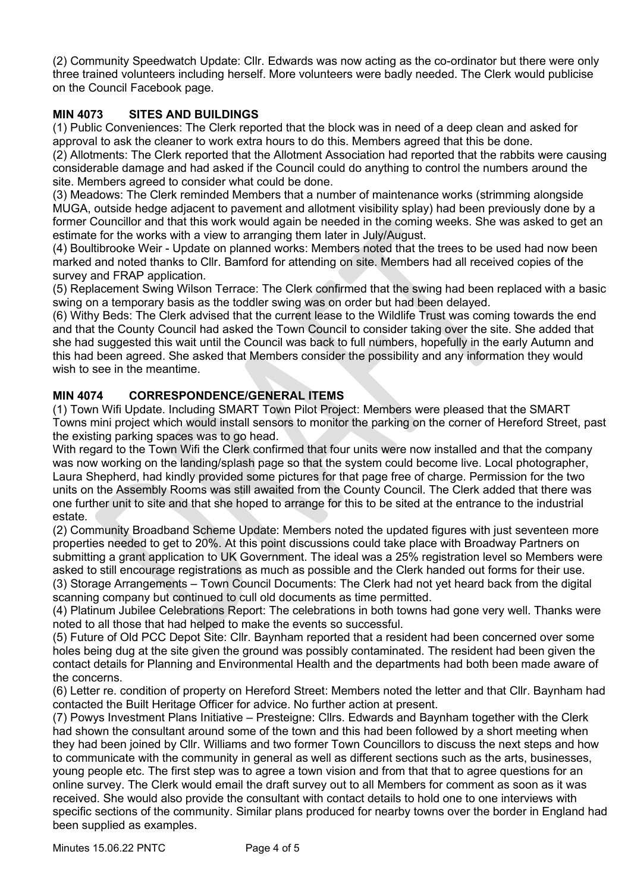(2) Community Speedwatch Update: Cllr. Edwards was now acting as the co-ordinator but there were only three trained volunteers including herself. More volunteers were badly needed. The Clerk would publicise on the Council Facebook page.

## MIN 4073 SITES AND BUILDINGS

(1) Public Conveniences: The Clerk reported that the block was in need of a deep clean and asked for approval to ask the cleaner to work extra hours to do this. Members agreed that this be done.

(2) Allotments: The Clerk reported that the Allotment Association had reported that the rabbits were causing considerable damage and had asked if the Council could do anything to control the numbers around the site. Members agreed to consider what could be done.

(3) Meadows: The Clerk reminded Members that a number of maintenance works (strimming alongside MUGA, outside hedge adjacent to pavement and allotment visibility splay) had been previously done by a former Councillor and that this work would again be needed in the coming weeks. She was asked to get an estimate for the works with a view to arranging them later in July/August.

(4) Boultibrooke Weir - Update on planned works: Members noted that the trees to be used had now been marked and noted thanks to Cllr. Bamford for attending on site. Members had all received copies of the survey and FRAP application.

(5) Replacement Swing Wilson Terrace: The Clerk confirmed that the swing had been replaced with a basic swing on a temporary basis as the toddler swing was on order but had been delayed.

(6) Withy Beds: The Clerk advised that the current lease to the Wildlife Trust was coming towards the end and that the County Council had asked the Town Council to consider taking over the site. She added that she had suggested this wait until the Council was back to full numbers, hopefully in the early Autumn and this had been agreed. She asked that Members consider the possibility and any information they would wish to see in the meantime.

## MIN 4074 CORRESPONDENCE/GENERAL ITEMS

(1) Town Wifi Update. Including SMART Town Pilot Project: Members were pleased that the SMART Towns mini project which would install sensors to monitor the parking on the corner of Hereford Street, past the existing parking spaces was to go head.

With regard to the Town Wifi the Clerk confirmed that four units were now installed and that the company was now working on the landing/splash page so that the system could become live. Local photographer, Laura Shepherd, had kindly provided some pictures for that page free of charge. Permission for the two units on the Assembly Rooms was still awaited from the County Council. The Clerk added that there was one further unit to site and that she hoped to arrange for this to be sited at the entrance to the industrial estate.

(2) Community Broadband Scheme Update: Members noted the updated figures with just seventeen more properties needed to get to 20%. At this point discussions could take place with Broadway Partners on submitting a grant application to UK Government. The ideal was a 25% registration level so Members were asked to still encourage registrations as much as possible and the Clerk handed out forms for their use.

(3) Storage Arrangements – Town Council Documents: The Clerk had not yet heard back from the digital scanning company but continued to cull old documents as time permitted.

(4) Platinum Jubilee Celebrations Report: The celebrations in both towns had gone very well. Thanks were noted to all those that had helped to make the events so successful.

(5) Future of Old PCC Depot Site: Cllr. Baynham reported that a resident had been concerned over some holes being dug at the site given the ground was possibly contaminated. The resident had been given the contact details for Planning and Environmental Health and the departments had both been made aware of the concerns.

(6) Letter re. condition of property on Hereford Street: Members noted the letter and that Cllr. Baynham had contacted the Built Heritage Officer for advice. No further action at present.

(7) Powys Investment Plans Initiative – Presteigne: Cllrs. Edwards and Baynham together with the Clerk had shown the consultant around some of the town and this had been followed by a short meeting when they had been joined by Cllr. Williams and two former Town Councillors to discuss the next steps and how to communicate with the community in general as well as different sections such as the arts, businesses, young people etc. The first step was to agree a town vision and from that that to agree questions for an online survey. The Clerk would email the draft survey out to all Members for comment as soon as it was received. She would also provide the consultant with contact details to hold one to one interviews with specific sections of the community. Similar plans produced for nearby towns over the border in England had been supplied as examples.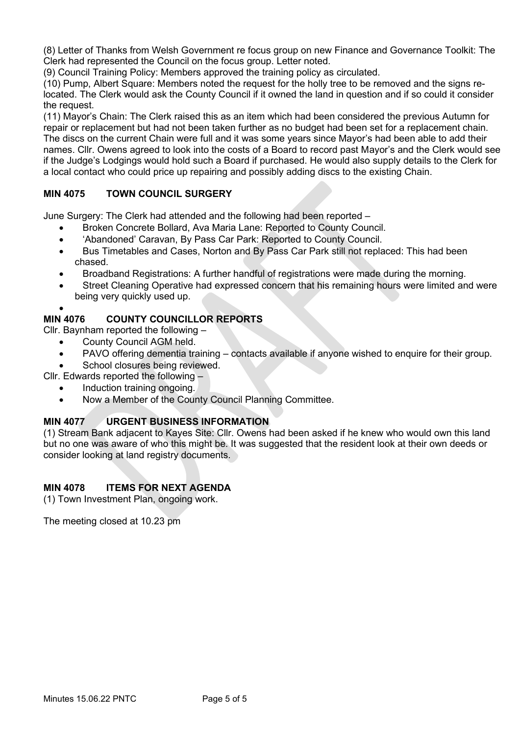(8) Letter of Thanks from Welsh Government re focus group on new Finance and Governance Toolkit: The Clerk had represented the Council on the focus group. Letter noted.

(9) Council Training Policy: Members approved the training policy as circulated.

(10) Pump, Albert Square: Members noted the request for the holly tree to be removed and the signs re-located. The Clerk would ask the County Council if it owned the land in question and if so could it consider the request.

(11) Mayor's Chain: The Clerk raised this as an item which had been considered the previous Autumn for repair or replacement but had not been taken further as no budget had been set for a replacement chain. The discs on the current Chain were full and it was some years since Mayor's had been able to add their names. Cllr. Owens agreed to look into the costs of a Board to record past Mayor's and the Clerk would see if the Judge's Lodgings would hold such a Board if purchased. He would also supply details to the Clerk for a local contact who could price up repairing and possibly adding discs to the existing Chain.

## MIN 4075 TOWN COUNCIL SURGERY

June Surgery: The Clerk had attended and the following had been reported –

- Broken Concrete Bollard, Ava Maria Lane: Reported to County Council.
- 'Abandoned' Caravan, By Pass Car Park: Reported to County Council.
- Bus Timetables and Cases, Norton and By Pass Car Park still not replaced: This had been chased.
- Broadband Registrations: A further handful of registrations were made during the morning.
- Street Cleaning Operative had expressed concern that his remaining hours were limited and were being very quickly used up.

## MIN 4076 COUNTY COUNCILLOR REPORTS

Cllr. Baynham reported the following –

- County Council AGM held.
- PAVO offering dementia training – contacts available if anyone wished to enquire for their group.
- School closures being reviewed.

Cllr. Edwards reported the following –

- Induction training ongoing.
- Now a Member of the County Council Planning Committee.

## MIN 4077 URGENT BUSINESS INFORMATION

(1) Stream Bank adjacent to Kayes Site: Cllr. Owens had been asked if he knew who would own this land but no one was aware of who this might be. It was suggested that the resident look at their own deeds or consider looking at land registry documents.

## MIN 4078 ITEMS FOR NEXT AGENDA

(1) Town Investment Plan, ongoing work.

The meeting closed at 10.23 pm